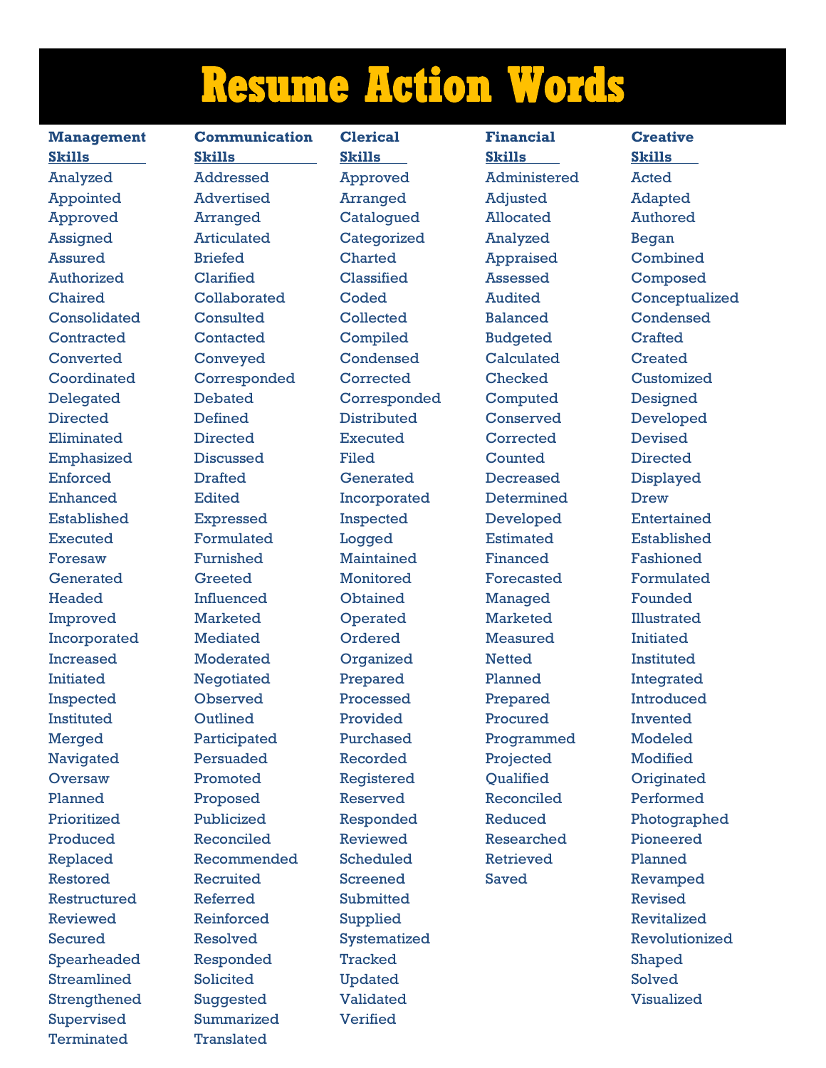# Resume Action Words

### Management Skills

Analyzed
Appointed
Approved
Assigned
Assured
Authorized
Chaired
Consolidated
Contracted
Converted
Coordinated
Delegated
Directed
Eliminated
Emphasized
Enforced
Enhanced
Established
Executed
Foresaw
Generated
Headed
Improved
Incorporated
Increased
Initiated
Inspected
Instituted
Merged
Navigated
Oversaw
Planned
Prioritized
Produced
Replaced
Restored
Restructured
Reviewed
Secured
Spearheaded
Streamlined
Strengthened
Supervised
Terminated

### Communication Skills

Addressed
Advertised
Arranged
Articulated
Briefed
Clarified
Collaborated
Consulted
Contacted
Conveyed
Corresponded
Debated
Defined
Directed
Discussed
Drafted
Edited
Expressed
Formulated
Furnished
Greeted
Influenced
Marketed
Mediated
Moderated
Negotiated
Observed
Outlined
Participated
Persuaded
Promoted
Proposed
Publicized
Reconciled
Recommended
Recruited
Referred
Reinforced
Resolved
Responded
Solicited
Suggested
Summarized
Translated

### Clerical Skills

Approved
Arranged
Catalogued
Categorized
Charted
Classified
Coded
Collected
Compiled
Condensed
Corrected
Corresponded
Distributed
Executed
Filed
Generated
Incorporated
Inspected
Logged
Maintained
Monitored
Obtained
Operated
Ordered
Organized
Prepared
Processed
Provided
Purchased
Recorded
Registered
Reserved
Responded
Reviewed
Scheduled
Screened
Submitted
Supplied
Systematized
Tracked
Updated
Validated
Verified

### Financial Skills

Administered
Adjusted
Allocated
Analyzed
Appraised
Assessed
Audited
Balanced
Budgeted
Calculated
Checked
Computed
Conserved
Corrected
Counted
Decreased
Determined
Developed
Estimated
Financed
Forecasted
Managed
Marketed
Measured
Netted
Planned
Prepared
Procured
Programmed
Projected
Qualified
Reconciled
Reduced
Researched
Retrieved
Saved

### Creative Skills

Acted
Adapted
Authored
Began
Combined
Composed
Conceptualized
Condensed
Crafted
Created
Customized
Designed
Developed
Devised
Directed
Displayed
Drew
Entertained
Established
Fashioned
Formulated
Founded
Illustrated
Initiated
Instituted
Integrated
Introduced
Invented
Modeled
Modified
Originated
Performed
Photographed
Pioneered
Planned
Revamped
Revised
Revitalized
Revolutionized
Shaped
Solved
Visualized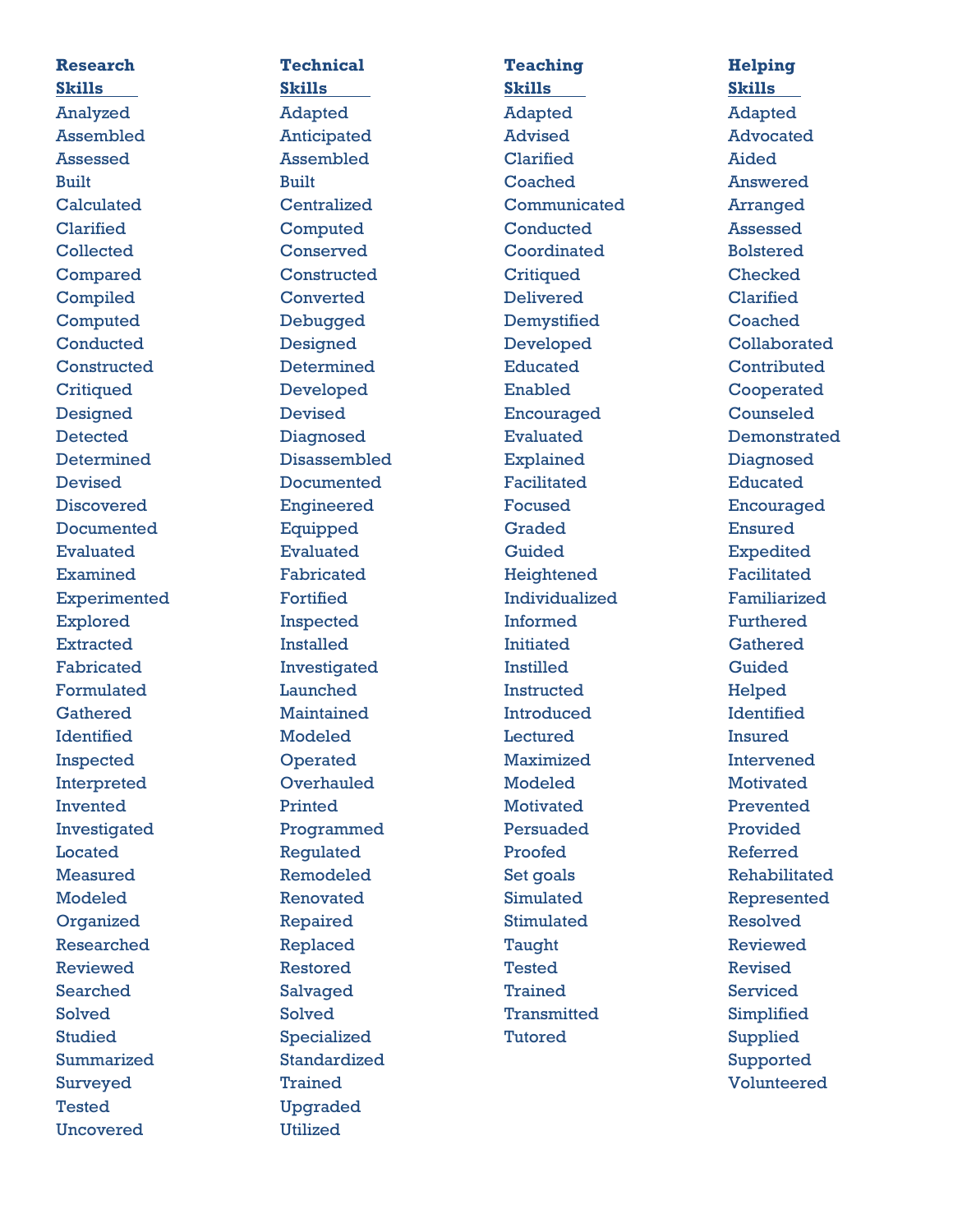**Research Skills**

Analyzed
Assembled
Assessed
Built
Calculated
Clarified
Collected
Compared
Compiled
Computed
Conducted
Constructed
Critiqued
Designed
Detected
Determined
Devised
Discovered
Documented
Evaluated
Examined
Experimented
Explored
Extracted
Fabricated
Formulated
Gathered
Identified
Inspected
Interpreted
Invented
Investigated
Located
Measured
Modeled
Organized
Researched
Reviewed
Searched
Solved
Studied
Summarized
Surveyed
Tested
Uncovered

**Technical Skills**

Adapted
Anticipated
Assembled
Built
Centralized
Computed
Conserved
Constructed
Converted
Debugged
Designed
Determined
Developed
Devised
Diagnosed
Disassembled
Documented
Engineered
Equipped
Evaluated
Fabricated
Fortified
Inspected
Installed
Investigated
Launched
Maintained
Modeled
Operated
Overhauled
Printed
Programmed
Regulated
Remodeled
Renovated
Repaired
Replaced
Restored
Salvaged
Solved
Specialized
Standardized
Trained
Upgraded
Utilized

**Teaching Skills**

Adapted
Advised
Clarified
Coached
Communicated
Conducted
Coordinated
Critiqued
Delivered
Demystified
Developed
Educated
Enabled
Encouraged
Evaluated
Explained
Facilitated
Focused
Graded
Guided
Heightened
Individualized
Informed
Initiated
Instilled
Instructed
Introduced
Lectured
Maximized
Modeled
Motivated
Persuaded
Proofed
Set goals
Simulated
Stimulated
Taught
Tested
Trained
Transmitted
Tutored

**Helping Skills**

Adapted
Advocated
Aided
Answered
Arranged
Assessed
Bolstered
Checked
Clarified
Coached
Collaborated
Contributed
Cooperated
Counseled
Demonstrated
Diagnosed
Educated
Encouraged
Ensured
Expedited
Facilitated
Familiarized
Furthered
Gathered
Guided
Helped
Identified
Insured
Intervened
Motivated
Prevented
Provided
Referred
Rehabilitated
Represented
Resolved
Reviewed
Revised
Serviced
Simplified
Supplied
Supported
Volunteered